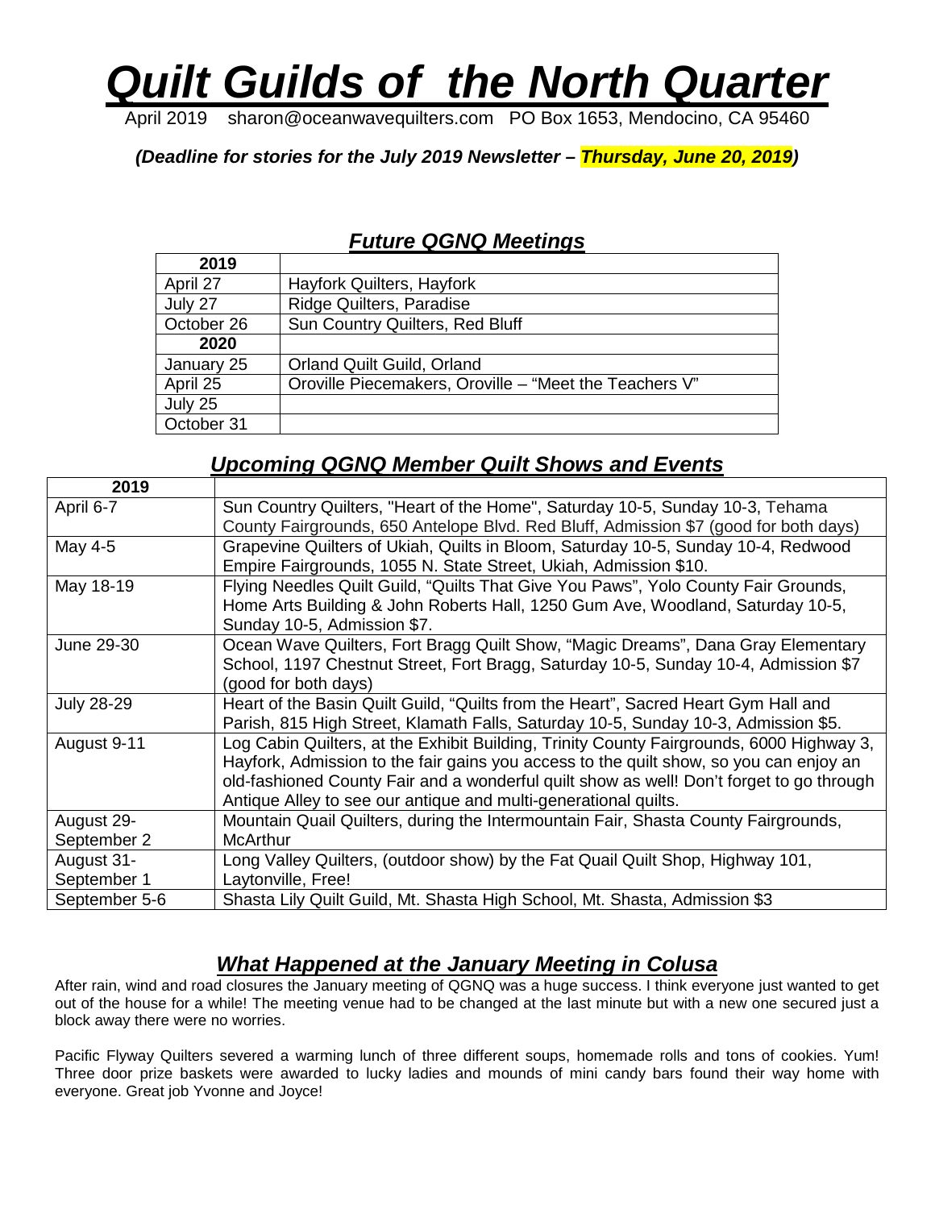# *Quilt Guilds of the North Quarter*

April 2019 sharon@oceanwavequilters.com PO Box 1653, Mendocino, CA 95460

***(Deadline for stories for the July 2019 Newsletter – Thursday, June 20, 2019)***

## *Future QGNQ Meetings*

| **2019** | |
|---|---|
| April 27 | Hayfork Quilters, Hayfork |
| July 27 | Ridge Quilters, Paradise |
| October 26 | Sun Country Quilters, Red Bluff |
| **2020** | |
| January 25 | Orland Quilt Guild, Orland |
| April 25 | Oroville Piecemakers, Oroville – "Meet the Teachers V" |
| July 25 | |
| October 31 | |

## *Upcoming QGNQ Member Quilt Shows and Events*

| **2019** | |
|---|---|
| April 6-7 | Sun Country Quilters, "Heart of the Home", Saturday 10-5, Sunday 10-3, Tehama County Fairgrounds, 650 Antelope Blvd. Red Bluff, Admission $7 (good for both days) |
| May 4-5 | Grapevine Quilters of Ukiah, Quilts in Bloom, Saturday 10-5, Sunday 10-4, Redwood Empire Fairgrounds, 1055 N. State Street, Ukiah, Admission $10. |
| May 18-19 | Flying Needles Quilt Guild, "Quilts That Give You Paws", Yolo County Fair Grounds, Home Arts Building & John Roberts Hall, 1250 Gum Ave, Woodland, Saturday 10-5, Sunday 10-5, Admission $7. |
| June 29-30 | Ocean Wave Quilters, Fort Bragg Quilt Show, "Magic Dreams", Dana Gray Elementary School, 1197 Chestnut Street, Fort Bragg, Saturday 10-5, Sunday 10-4, Admission $7 (good for both days) |
| July 28-29 | Heart of the Basin Quilt Guild, "Quilts from the Heart", Sacred Heart Gym Hall and Parish, 815 High Street, Klamath Falls, Saturday 10-5, Sunday 10-3, Admission $5. |
| August 9-11 | Log Cabin Quilters, at the Exhibit Building, Trinity County Fairgrounds, 6000 Highway 3, Hayfork, Admission to the fair gains you access to the quilt show, so you can enjoy an old-fashioned County Fair and a wonderful quilt show as well! Don't forget to go through Antique Alley to see our antique and multi-generational quilts. |
| August 29-September 2 | Mountain Quail Quilters, during the Intermountain Fair, Shasta County Fairgrounds, McArthur |
| August 31-September 1 | Long Valley Quilters, (outdoor show) by the Fat Quail Quilt Shop, Highway 101, Laytonville, Free! |
| September 5-6 | Shasta Lily Quilt Guild, Mt. Shasta High School, Mt. Shasta, Admission $3 |

## *What Happened at the January Meeting in Colusa*

After rain, wind and road closures the January meeting of QGNQ was a huge success. I think everyone just wanted to get out of the house for a while! The meeting venue had to be changed at the last minute but with a new one secured just a block away there were no worries.

Pacific Flyway Quilters severed a warming lunch of three different soups, homemade rolls and tons of cookies. Yum! Three door prize baskets were awarded to lucky ladies and mounds of mini candy bars found their way home with everyone. Great job Yvonne and Joyce!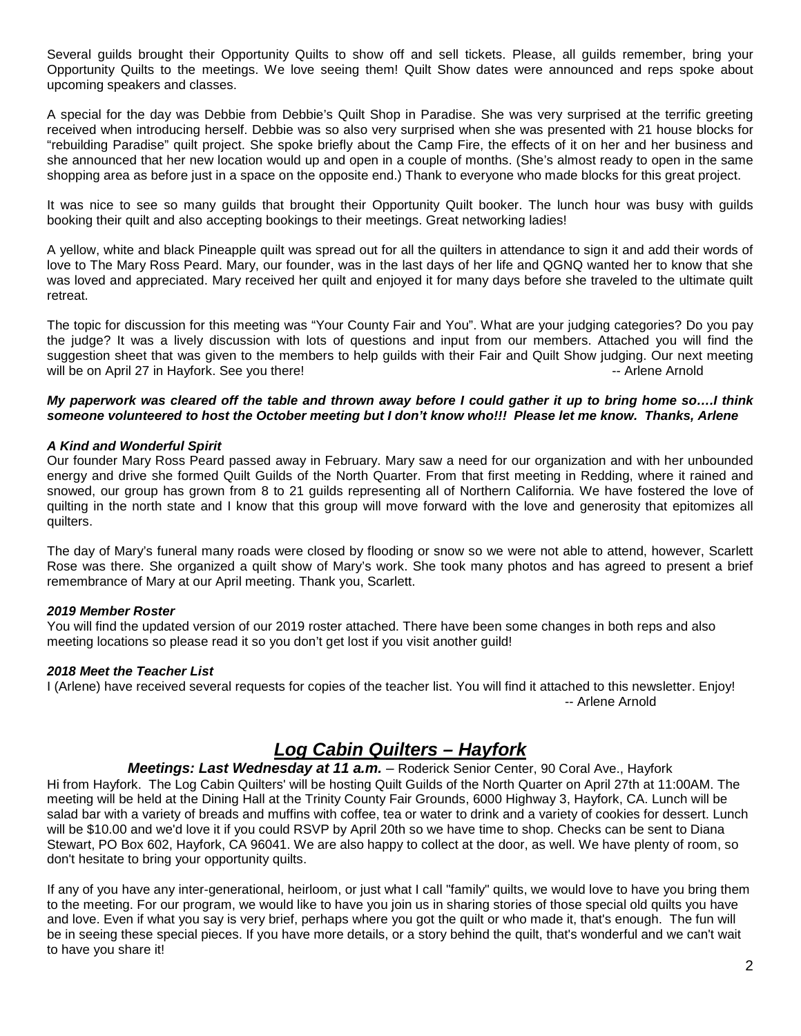Several guilds brought their Opportunity Quilts to show off and sell tickets. Please, all guilds remember, bring your Opportunity Quilts to the meetings. We love seeing them! Quilt Show dates were announced and reps spoke about upcoming speakers and classes.

A special for the day was Debbie from Debbie's Quilt Shop in Paradise. She was very surprised at the terrific greeting received when introducing herself. Debbie was so also very surprised when she was presented with 21 house blocks for "rebuilding Paradise" quilt project. She spoke briefly about the Camp Fire, the effects of it on her and her business and she announced that her new location would up and open in a couple of months. (She's almost ready to open in the same shopping area as before just in a space on the opposite end.) Thank to everyone who made blocks for this great project.

It was nice to see so many guilds that brought their Opportunity Quilt booker. The lunch hour was busy with guilds booking their quilt and also accepting bookings to their meetings. Great networking ladies!

A yellow, white and black Pineapple quilt was spread out for all the quilters in attendance to sign it and add their words of love to The Mary Ross Peard. Mary, our founder, was in the last days of her life and QGNQ wanted her to know that she was loved and appreciated. Mary received her quilt and enjoyed it for many days before she traveled to the ultimate quilt retreat.

The topic for discussion for this meeting was "Your County Fair and You". What are your judging categories? Do you pay the judge? It was a lively discussion with lots of questions and input from our members. Attached you will find the suggestion sheet that was given to the members to help guilds with their Fair and Quilt Show judging. Our next meeting will be on April 27 in Hayfork. See you there! -- Arlene Arnold

***My paperwork was cleared off the table and thrown away before I could gather it up to bring home so….I think someone volunteered to host the October meeting but I don't know who!!! Please let me know. Thanks, Arlene***

***A Kind and Wonderful Spirit***

Our founder Mary Ross Peard passed away in February. Mary saw a need for our organization and with her unbounded energy and drive she formed Quilt Guilds of the North Quarter. From that first meeting in Redding, where it rained and snowed, our group has grown from 8 to 21 guilds representing all of Northern California. We have fostered the love of quilting in the north state and I know that this group will move forward with the love and generosity that epitomizes all quilters.

The day of Mary's funeral many roads were closed by flooding or snow so we were not able to attend, however, Scarlett Rose was there. She organized a quilt show of Mary's work. She took many photos and has agreed to present a brief remembrance of Mary at our April meeting. Thank you, Scarlett.

***2019 Member Roster***

You will find the updated version of our 2019 roster attached. There have been some changes in both reps and also meeting locations so please read it so you don't get lost if you visit another guild!

***2018 Meet the Teacher List***

I (Arlene) have received several requests for copies of the teacher list. You will find it attached to this newsletter. Enjoy!

-- Arlene Arnold

## ***Log Cabin Quilters – Hayfork***

***Meetings: Last Wednesday at 11 a.m.*** – Roderick Senior Center, 90 Coral Ave., Hayfork

Hi from Hayfork. The Log Cabin Quilters' will be hosting Quilt Guilds of the North Quarter on April 27th at 11:00AM. The meeting will be held at the Dining Hall at the Trinity County Fair Grounds, 6000 Highway 3, Hayfork, CA. Lunch will be salad bar with a variety of breads and muffins with coffee, tea or water to drink and a variety of cookies for dessert. Lunch will be $10.00 and we'd love it if you could RSVP by April 20th so we have time to shop. Checks can be sent to Diana Stewart, PO Box 602, Hayfork, CA 96041. We are also happy to collect at the door, as well. We have plenty of room, so don't hesitate to bring your opportunity quilts.

If any of you have any inter-generational, heirloom, or just what I call "family" quilts, we would love to have you bring them to the meeting. For our program, we would like to have you join us in sharing stories of those special old quilts you have and love. Even if what you say is very brief, perhaps where you got the quilt or who made it, that's enough. The fun will be in seeing these special pieces. If you have more details, or a story behind the quilt, that's wonderful and we can't wait to have you share it!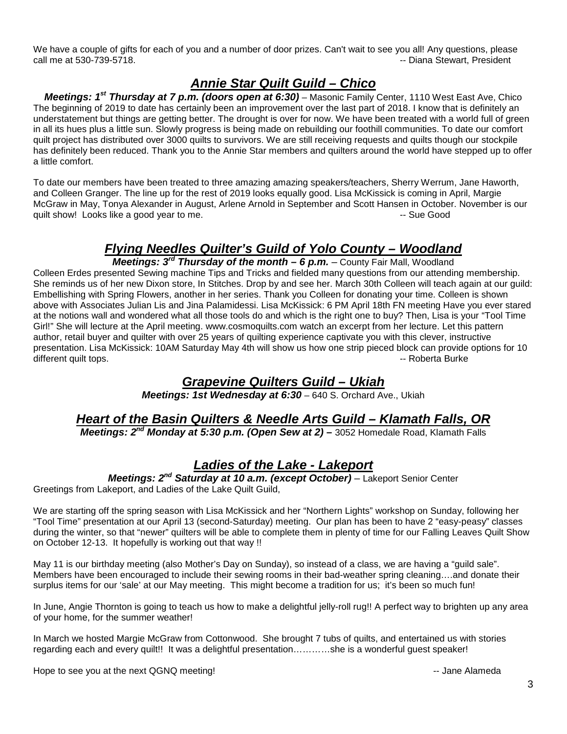We have a couple of gifts for each of you and a number of door prizes. Can't wait to see you all! Any questions, please call me at 530-739-5718. -- Diana Stewart, President

## ***Annie Star Quilt Guild – Chico***

***Meetings: 1st Thursday at 7 p.m. (doors open at 6:30)*** – Masonic Family Center, 1110 West East Ave, Chico

The beginning of 2019 to date has certainly been an improvement over the last part of 2018. I know that is definitely an understatement but things are getting better. The drought is over for now. We have been treated with a world full of green in all its hues plus a little sun. Slowly progress is being made on rebuilding our foothill communities. To date our comfort quilt project has distributed over 3000 quilts to survivors. We are still receiving requests and quilts though our stockpile has definitely been reduced. Thank you to the Annie Star members and quilters around the world have stepped up to offer a little comfort.

To date our members have been treated to three amazing amazing speakers/teachers, Sherry Werrum, Jane Haworth, and Colleen Granger. The line up for the rest of 2019 looks equally good. Lisa McKissick is coming in April, Margie McGraw in May, Tonya Alexander in August, Arlene Arnold in September and Scott Hansen in October. November is our quilt show! Looks like a good year to me. -- Sue Good

## ***Flying Needles Quilter's Guild of Yolo County – Woodland***

***Meetings: 3rd Thursday of the month – 6 p.m.*** – County Fair Mall, Woodland

Colleen Erdes presented Sewing machine Tips and Tricks and fielded many questions from our attending membership. She reminds us of her new Dixon store, In Stitches. Drop by and see her. March 30th Colleen will teach again at our guild: Embellishing with Spring Flowers, another in her series. Thank you Colleen for donating your time. Colleen is shown above with Associates Julian Lis and Jina Palamidessi. Lisa McKissick: 6 PM April 18th FN meeting Have you ever stared at the notions wall and wondered what all those tools do and which is the right one to buy? Then, Lisa is your "Tool Time Girl!" She will lecture at the April meeting. www.cosmoquilts.com watch an excerpt from her lecture. Let this pattern author, retail buyer and quilter with over 25 years of quilting experience captivate you with this clever, instructive presentation. Lisa McKissick: 10AM Saturday May 4th will show us how one strip pieced block can provide options for 10 different quilt tops. -- Roberta Burke

## ***Grapevine Quilters Guild – Ukiah***

***Meetings: 1st Wednesday at 6:30*** – 640 S. Orchard Ave., Ukiah

## ***Heart of the Basin Quilters & Needle Arts Guild – Klamath Falls, OR***

***Meetings: 2nd Monday at 5:30 p.m. (Open Sew at 2)*** – 3052 Homedale Road, Klamath Falls

## ***Ladies of the Lake - Lakeport***

***Meetings: 2nd Saturday at 10 a.m. (except October)*** – Lakeport Senior Center

Greetings from Lakeport, and Ladies of the Lake Quilt Guild,

We are starting off the spring season with Lisa McKissick and her "Northern Lights" workshop on Sunday, following her "Tool Time" presentation at our April 13 (second-Saturday) meeting. Our plan has been to have 2 "easy-peasy" classes during the winter, so that "newer" quilters will be able to complete them in plenty of time for our Falling Leaves Quilt Show on October 12-13. It hopefully is working out that way !!

May 11 is our birthday meeting (also Mother's Day on Sunday), so instead of a class, we are having a "guild sale". Members have been encouraged to include their sewing rooms in their bad-weather spring cleaning….and donate their surplus items for our 'sale' at our May meeting. This might become a tradition for us; it's been so much fun!

In June, Angie Thornton is going to teach us how to make a delightful jelly-roll rug!! A perfect way to brighten up any area of your home, for the summer weather!

In March we hosted Margie McGraw from Cottonwood. She brought 7 tubs of quilts, and entertained us with stories regarding each and every quilt!! It was a delightful presentation…………she is a wonderful guest speaker!

Hope to see you at the next QGNQ meeting! -- Jane Alameda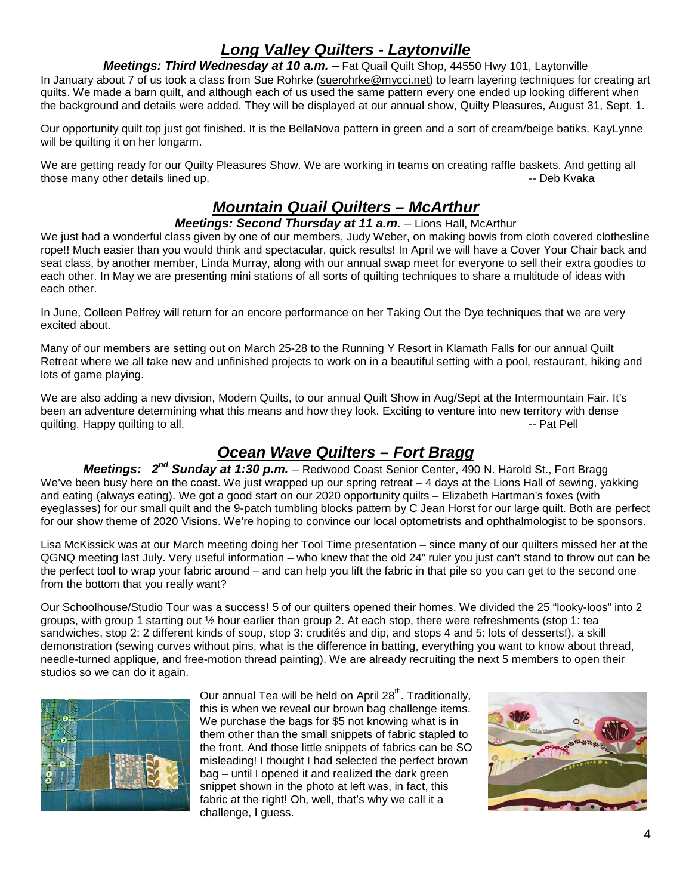## *Long Valley Quilters - Laytonville*

***Meetings: Third Wednesday at 10 a.m.*** – Fat Quail Quilt Shop, 44550 Hwy 101, Laytonville

In January about 7 of us took a class from Sue Rohrke (suerohrke@mycci.net) to learn layering techniques for creating art quilts. We made a barn quilt, and although each of us used the same pattern every one ended up looking different when the background and details were added. They will be displayed at our annual show, Quilty Pleasures, August 31, Sept. 1.

Our opportunity quilt top just got finished. It is the BellaNova pattern in green and a sort of cream/beige batiks. KayLynne will be quilting it on her longarm.

We are getting ready for our Quilty Pleasures Show. We are working in teams on creating raffle baskets. And getting all those many other details lined up. -- Deb Kvaka

## *Mountain Quail Quilters – McArthur*

***Meetings: Second Thursday at 11 a.m.*** – Lions Hall, McArthur

We just had a wonderful class given by one of our members, Judy Weber, on making bowls from cloth covered clothesline rope!! Much easier than you would think and spectacular, quick results! In April we will have a Cover Your Chair back and seat class, by another member, Linda Murray, along with our annual swap meet for everyone to sell their extra goodies to each other. In May we are presenting mini stations of all sorts of quilting techniques to share a multitude of ideas with each other.

In June, Colleen Pelfrey will return for an encore performance on her Taking Out the Dye techniques that we are very excited about.

Many of our members are setting out on March 25-28 to the Running Y Resort in Klamath Falls for our annual Quilt Retreat where we all take new and unfinished projects to work on in a beautiful setting with a pool, restaurant, hiking and lots of game playing.

We are also adding a new division, Modern Quilts, to our annual Quilt Show in Aug/Sept at the Intermountain Fair. It's been an adventure determining what this means and how they look. Exciting to venture into new territory with dense quilting. Happy quilting to all. -- Pat Pell

## *Ocean Wave Quilters – Fort Bragg*

***Meetings: 2nd Sunday at 1:30 p.m.*** – Redwood Coast Senior Center, 490 N. Harold St., Fort Bragg

We've been busy here on the coast. We just wrapped up our spring retreat – 4 days at the Lions Hall of sewing, yakking and eating (always eating). We got a good start on our 2020 opportunity quilts – Elizabeth Hartman's foxes (with eyeglasses) for our small quilt and the 9-patch tumbling blocks pattern by C Jean Horst for our large quilt. Both are perfect for our show theme of 2020 Visions. We're hoping to convince our local optometrists and ophthalmologist to be sponsors.

Lisa McKissick was at our March meeting doing her Tool Time presentation – since many of our quilters missed her at the QGNQ meeting last July. Very useful information – who knew that the old 24" ruler you just can't stand to throw out can be the perfect tool to wrap your fabric around – and can help you lift the fabric in that pile so you can get to the second one from the bottom that you really want?

Our Schoolhouse/Studio Tour was a success! 5 of our quilters opened their homes. We divided the 25 "looky-loos" into 2 groups, with group 1 starting out ½ hour earlier than group 2. At each stop, there were refreshments (stop 1: tea sandwiches, stop 2: 2 different kinds of soup, stop 3: crudités and dip, and stops 4 and 5: lots of desserts!), a skill demonstration (sewing curves without pins, what is the difference in batting, everything you want to know about thread, needle-turned applique, and free-motion thread painting). We are already recruiting the next 5 members to open their studios so we can do it again.

Our annual Tea will be held on April 28th. Traditionally, this is when we reveal our brown bag challenge items. We purchase the bags for $5 not knowing what is in them other than the small snippets of fabric stapled to the front. And those little snippets of fabrics can be SO misleading! I thought I had selected the perfect brown bag – until I opened it and realized the dark green snippet shown in the photo at left was, in fact, this fabric at the right! Oh, well, that's why we call it a challenge, I guess.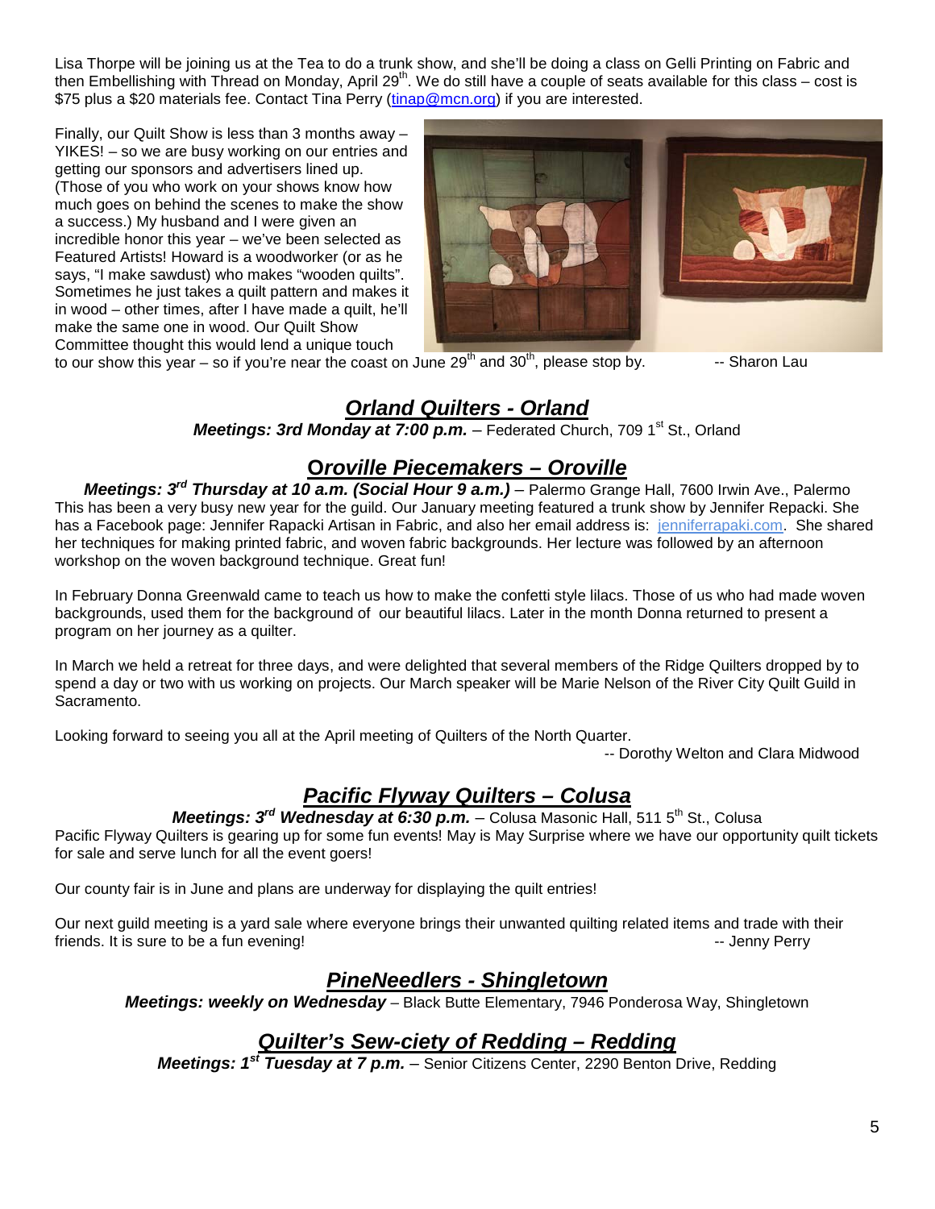Lisa Thorpe will be joining us at the Tea to do a trunk show, and she'll be doing a class on Gelli Printing on Fabric and then Embellishing with Thread on Monday, April 29th. We do still have a couple of seats available for this class – cost is $75 plus a $20 materials fee. Contact Tina Perry (tinap@mcn.org) if you are interested.

Finally, our Quilt Show is less than 3 months away – YIKES! – so we are busy working on our entries and getting our sponsors and advertisers lined up. (Those of you who work on your shows know how much goes on behind the scenes to make the show a success.) My husband and I were given an incredible honor this year – we've been selected as Featured Artists! Howard is a woodworker (or as he says, "I make sawdust) who makes "wooden quilts". Sometimes he just takes a quilt pattern and makes it in wood – other times, after I have made a quilt, he'll make the same one in wood. Our Quilt Show Committee thought this would lend a unique touch to our show this year – so if you're near the coast on June 29th and 30th, please stop by. -- Sharon Lau

## ***Orland Quilters - Orland***

***Meetings: 3rd Monday at 7:00 p.m.*** – Federated Church, 709 1st St., Orland

## ***Oroville Piecemakers – Oroville***

***Meetings: 3rd Thursday at 10 a.m. (Social Hour 9 a.m.)*** – Palermo Grange Hall, 7600 Irwin Ave., Palermo

This has been a very busy new year for the guild. Our January meeting featured a trunk show by Jennifer Repacki. She has a Facebook page: Jennifer Rapacki Artisan in Fabric, and also her email address is: jenniferrapaki.com. She shared her techniques for making printed fabric, and woven fabric backgrounds. Her lecture was followed by an afternoon workshop on the woven background technique. Great fun!

In February Donna Greenwald came to teach us how to make the confetti style lilacs. Those of us who had made woven backgrounds, used them for the background of our beautiful lilacs. Later in the month Donna returned to present a program on her journey as a quilter.

In March we held a retreat for three days, and were delighted that several members of the Ridge Quilters dropped by to spend a day or two with us working on projects. Our March speaker will be Marie Nelson of the River City Quilt Guild in Sacramento.

Looking forward to seeing you all at the April meeting of Quilters of the North Quarter.

-- Dorothy Welton and Clara Midwood

## ***Pacific Flyway Quilters – Colusa***

***Meetings: 3rd Wednesday at 6:30 p.m.*** – Colusa Masonic Hall, 511 5th St., Colusa

Pacific Flyway Quilters is gearing up for some fun events! May is May Surprise where we have our opportunity quilt tickets for sale and serve lunch for all the event goers!

Our county fair is in June and plans are underway for displaying the quilt entries!

Our next guild meeting is a yard sale where everyone brings their unwanted quilting related items and trade with their friends. It is sure to be a fun evening! -- Jenny Perry

## ***PineNeedlers - Shingletown***

***Meetings: weekly on Wednesday*** – Black Butte Elementary, 7946 Ponderosa Way, Shingletown

## ***Quilter's Sew-ciety of Redding – Redding***

***Meetings: 1st Tuesday at 7 p.m.*** – Senior Citizens Center, 2290 Benton Drive, Redding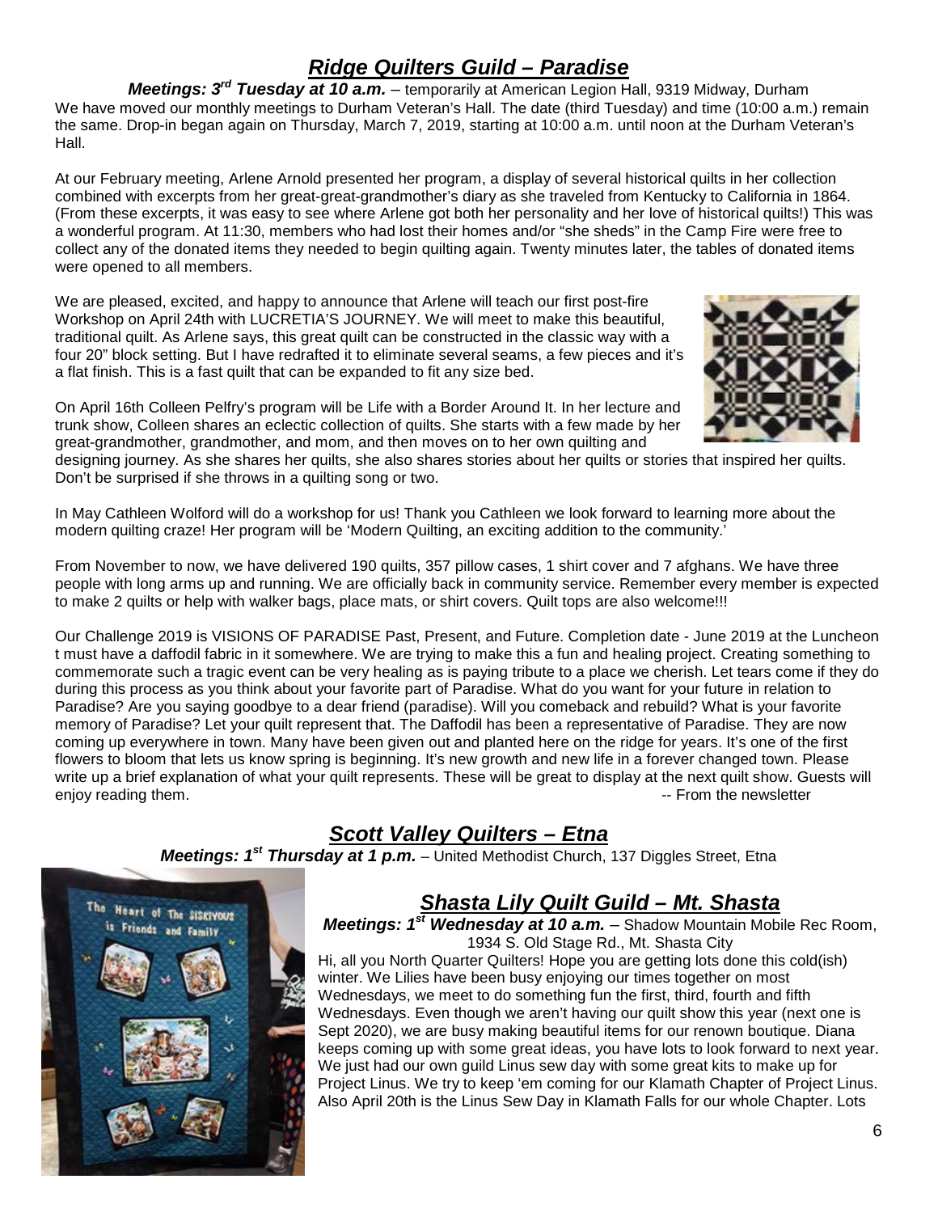## *Ridge Quilters Guild – Paradise*

***Meetings: 3rd Tuesday at 10 a.m.*** – temporarily at American Legion Hall, 9319 Midway, Durham

We have moved our monthly meetings to Durham Veteran's Hall. The date (third Tuesday) and time (10:00 a.m.) remain the same. Drop-in began again on Thursday, March 7, 2019, starting at 10:00 a.m. until noon at the Durham Veteran's Hall.

At our February meeting, Arlene Arnold presented her program, a display of several historical quilts in her collection combined with excerpts from her great-great-grandmother's diary as she traveled from Kentucky to California in 1864. (From these excerpts, it was easy to see where Arlene got both her personality and her love of historical quilts!) This was a wonderful program. At 11:30, members who had lost their homes and/or "she sheds" in the Camp Fire were free to collect any of the donated items they needed to begin quilting again. Twenty minutes later, the tables of donated items were opened to all members.

We are pleased, excited, and happy to announce that Arlene will teach our first post-fire Workshop on April 24th with LUCRETIA'S JOURNEY. We will meet to make this beautiful, traditional quilt. As Arlene says, this great quilt can be constructed in the classic way with a four 20" block setting. But I have redrafted it to eliminate several seams, a few pieces and it's a flat finish. This is a fast quilt that can be expanded to fit any size bed.

On April 16th Colleen Pelfry's program will be Life with a Border Around It. In her lecture and trunk show, Colleen shares an eclectic collection of quilts. She starts with a few made by her great-grandmother, grandmother, and mom, and then moves on to her own quilting and designing journey. As she shares her quilts, she also shares stories about her quilts or stories that inspired her quilts. Don't be surprised if she throws in a quilting song or two.

In May Cathleen Wolford will do a workshop for us! Thank you Cathleen we look forward to learning more about the modern quilting craze! Her program will be 'Modern Quilting, an exciting addition to the community.'

From November to now, we have delivered 190 quilts, 357 pillow cases, 1 shirt cover and 7 afghans. We have three people with long arms up and running. We are officially back in community service. Remember every member is expected to make 2 quilts or help with walker bags, place mats, or shirt covers. Quilt tops are also welcome!!!

Our Challenge 2019 is VISIONS OF PARADISE Past, Present, and Future. Completion date - June 2019 at the Luncheon t must have a daffodil fabric in it somewhere. We are trying to make this a fun and healing project. Creating something to commemorate such a tragic event can be very healing as is paying tribute to a place we cherish. Let tears come if they do during this process as you think about your favorite part of Paradise. What do you want for your future in relation to Paradise? Are you saying goodbye to a dear friend (paradise). Will you comeback and rebuild? What is your favorite memory of Paradise? Let your quilt represent that. The Daffodil has been a representative of Paradise. They are now coming up everywhere in town. Many have been given out and planted here on the ridge for years. It's one of the first flowers to bloom that lets us know spring is beginning. It's new growth and new life in a forever changed town. Please write up a brief explanation of what your quilt represents. These will be great to display at the next quilt show. Guests will enjoy reading them. -- From the newsletter

## *Scott Valley Quilters – Etna*

***Meetings: 1st Thursday at 1 p.m.*** – United Methodist Church, 137 Diggles Street, Etna

## *Shasta Lily Quilt Guild – Mt. Shasta*

***Meetings: 1st Wednesday at 10 a.m.*** – Shadow Mountain Mobile Rec Room, 1934 S. Old Stage Rd., Mt. Shasta City

Hi, all you North Quarter Quilters! Hope you are getting lots done this cold(ish) winter. We Lilies have been busy enjoying our times together on most Wednesdays, we meet to do something fun the first, third, fourth and fifth Wednesdays. Even though we aren't having our quilt show this year (next one is Sept 2020), we are busy making beautiful items for our renown boutique. Diana keeps coming up with some great ideas, you have lots to look forward to next year. We just had our own guild Linus sew day with some great kits to make up for Project Linus. We try to keep 'em coming for our Klamath Chapter of Project Linus. Also April 20th is the Linus Sew Day in Klamath Falls for our whole Chapter. Lots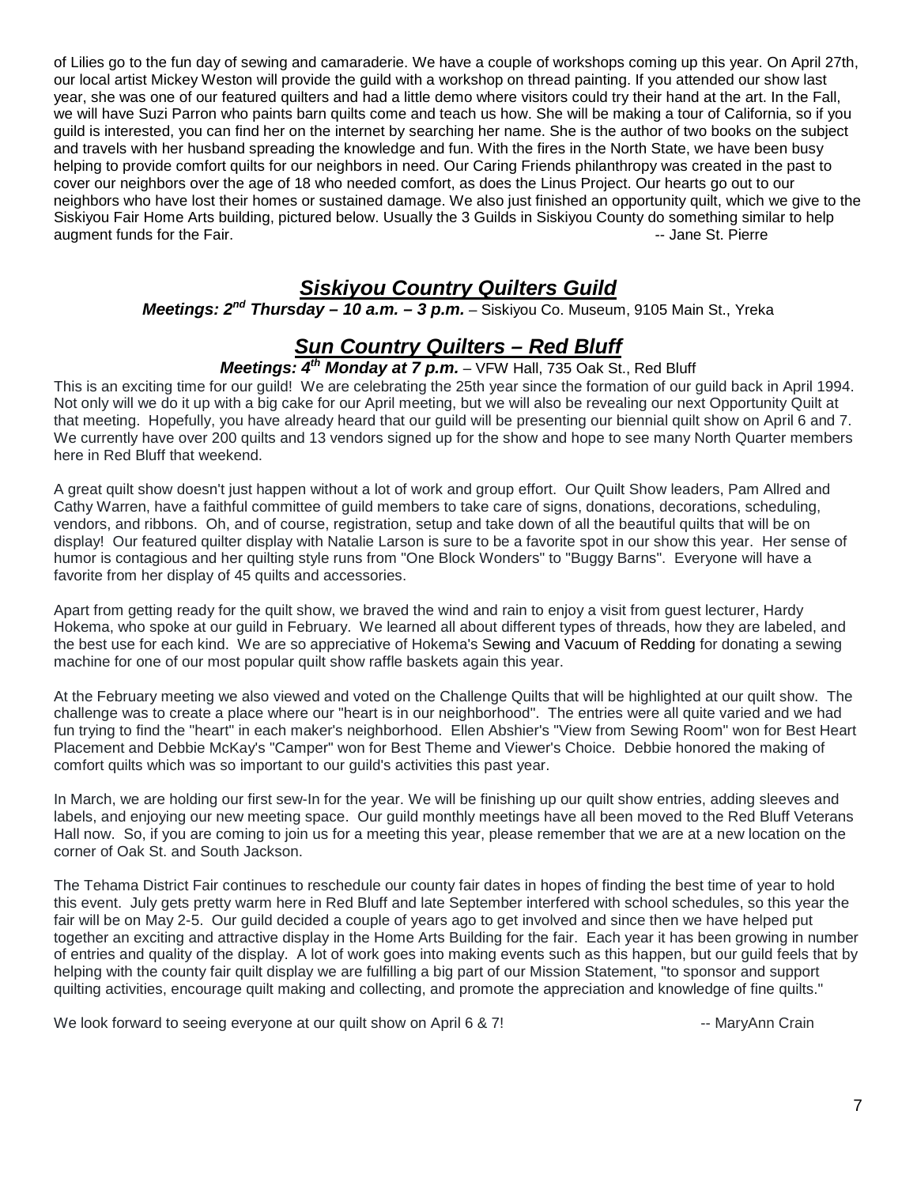of Lilies go to the fun day of sewing and camaraderie. We have a couple of workshops coming up this year. On April 27th, our local artist Mickey Weston will provide the guild with a workshop on thread painting. If you attended our show last year, she was one of our featured quilters and had a little demo where visitors could try their hand at the art. In the Fall, we will have Suzi Parron who paints barn quilts come and teach us how. She will be making a tour of California, so if you guild is interested, you can find her on the internet by searching her name. She is the author of two books on the subject and travels with her husband spreading the knowledge and fun. With the fires in the North State, we have been busy helping to provide comfort quilts for our neighbors in need. Our Caring Friends philanthropy was created in the past to cover our neighbors over the age of 18 who needed comfort, as does the Linus Project. Our hearts go out to our neighbors who have lost their homes or sustained damage. We also just finished an opportunity quilt, which we give to the Siskiyou Fair Home Arts building, pictured below. Usually the 3 Guilds in Siskiyou County do something similar to help augment funds for the Fair. -- Jane St. Pierre

## ***Siskiyou Country Quilters Guild***

***Meetings: 2nd Thursday – 10 a.m. – 3 p.m.*** – Siskiyou Co. Museum, 9105 Main St., Yreka

## ***Sun Country Quilters – Red Bluff***

***Meetings: 4th Monday at 7 p.m.*** – VFW Hall, 735 Oak St., Red Bluff

This is an exciting time for our guild! We are celebrating the 25th year since the formation of our guild back in April 1994. Not only will we do it up with a big cake for our April meeting, but we will also be revealing our next Opportunity Quilt at that meeting. Hopefully, you have already heard that our guild will be presenting our biennial quilt show on April 6 and 7. We currently have over 200 quilts and 13 vendors signed up for the show and hope to see many North Quarter members here in Red Bluff that weekend.

A great quilt show doesn't just happen without a lot of work and group effort. Our Quilt Show leaders, Pam Allred and Cathy Warren, have a faithful committee of guild members to take care of signs, donations, decorations, scheduling, vendors, and ribbons. Oh, and of course, registration, setup and take down of all the beautiful quilts that will be on display! Our featured quilter display with Natalie Larson is sure to be a favorite spot in our show this year. Her sense of humor is contagious and her quilting style runs from "One Block Wonders" to "Buggy Barns". Everyone will have a favorite from her display of 45 quilts and accessories.

Apart from getting ready for the quilt show, we braved the wind and rain to enjoy a visit from guest lecturer, Hardy Hokema, who spoke at our guild in February. We learned all about different types of threads, how they are labeled, and the best use for each kind. We are so appreciative of Hokema's Sewing and Vacuum of Redding for donating a sewing machine for one of our most popular quilt show raffle baskets again this year.

At the February meeting we also viewed and voted on the Challenge Quilts that will be highlighted at our quilt show. The challenge was to create a place where our "heart is in our neighborhood". The entries were all quite varied and we had fun trying to find the "heart" in each maker's neighborhood. Ellen Abshier's "View from Sewing Room" won for Best Heart Placement and Debbie McKay's "Camper" won for Best Theme and Viewer's Choice. Debbie honored the making of comfort quilts which was so important to our guild's activities this past year.

In March, we are holding our first sew-In for the year. We will be finishing up our quilt show entries, adding sleeves and labels, and enjoying our new meeting space. Our guild monthly meetings have all been moved to the Red Bluff Veterans Hall now. So, if you are coming to join us for a meeting this year, please remember that we are at a new location on the corner of Oak St. and South Jackson.

The Tehama District Fair continues to reschedule our county fair dates in hopes of finding the best time of year to hold this event. July gets pretty warm here in Red Bluff and late September interfered with school schedules, so this year the fair will be on May 2-5. Our guild decided a couple of years ago to get involved and since then we have helped put together an exciting and attractive display in the Home Arts Building for the fair. Each year it has been growing in number of entries and quality of the display. A lot of work goes into making events such as this happen, but our guild feels that by helping with the county fair quilt display we are fulfilling a big part of our Mission Statement, "to sponsor and support quilting activities, encourage quilt making and collecting, and promote the appreciation and knowledge of fine quilts."

We look forward to seeing everyone at our quilt show on April 6 & 7! -- MaryAnn Crain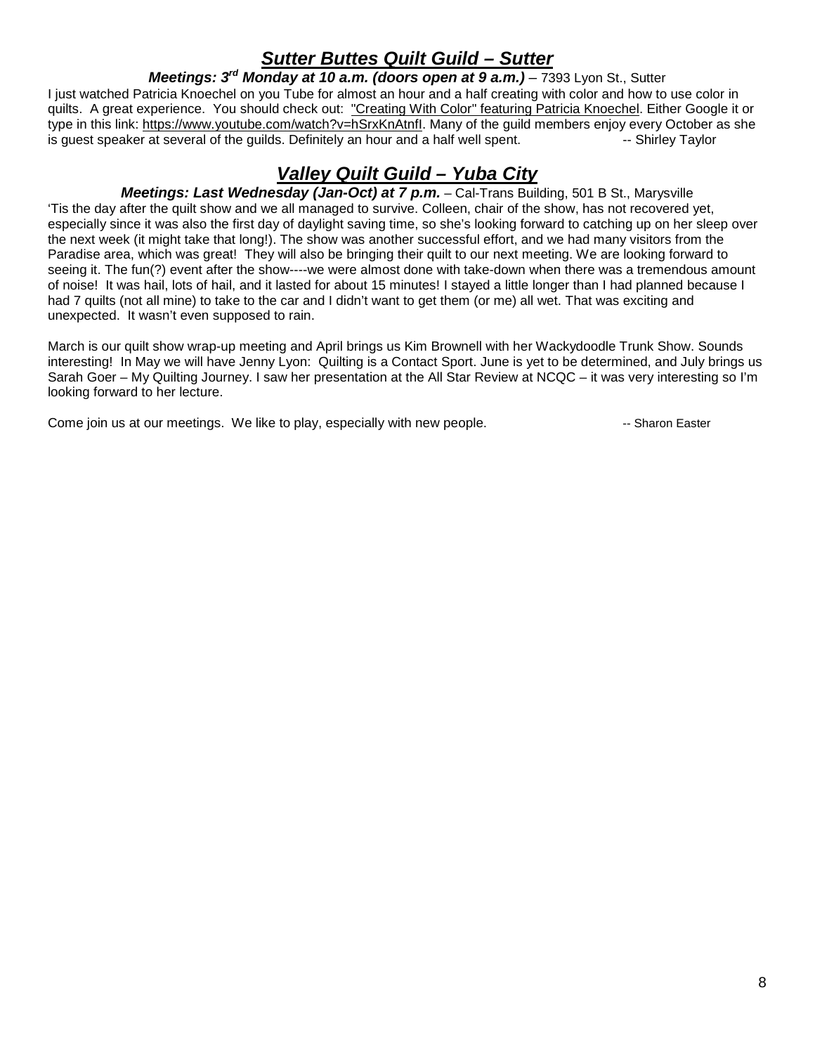## ***Sutter Buttes Quilt Guild – Sutter***

***Meetings: 3rd Monday at 10 a.m. (doors open at 9 a.m.)*** – 7393 Lyon St., Sutter

I just watched Patricia Knoechel on you Tube for almost an hour and a half creating with color and how to use color in quilts. A great experience. You should check out: "Creating With Color" featuring Patricia Knoechel. Either Google it or type in this link: https://www.youtube.com/watch?v=hSrxKnAtnfI. Many of the guild members enjoy every October as she is guest speaker at several of the guilds. Definitely an hour and a half well spent. -- Shirley Taylor

## ***Valley Quilt Guild – Yuba City***

***Meetings: Last Wednesday (Jan-Oct) at 7 p.m.*** – Cal-Trans Building, 501 B St., Marysville

'Tis the day after the quilt show and we all managed to survive. Colleen, chair of the show, has not recovered yet, especially since it was also the first day of daylight saving time, so she's looking forward to catching up on her sleep over the next week (it might take that long!). The show was another successful effort, and we had many visitors from the Paradise area, which was great! They will also be bringing their quilt to our next meeting. We are looking forward to seeing it. The fun(?) event after the show----we were almost done with take-down when there was a tremendous amount of noise! It was hail, lots of hail, and it lasted for about 15 minutes! I stayed a little longer than I had planned because I had 7 quilts (not all mine) to take to the car and I didn't want to get them (or me) all wet. That was exciting and unexpected. It wasn't even supposed to rain.

March is our quilt show wrap-up meeting and April brings us Kim Brownell with her Wackydoodle Trunk Show. Sounds interesting! In May we will have Jenny Lyon: Quilting is a Contact Sport. June is yet to be determined, and July brings us Sarah Goer – My Quilting Journey. I saw her presentation at the All Star Review at NCQC – it was very interesting so I'm looking forward to her lecture.

Come join us at our meetings. We like to play, especially with new people. -- Sharon Easter